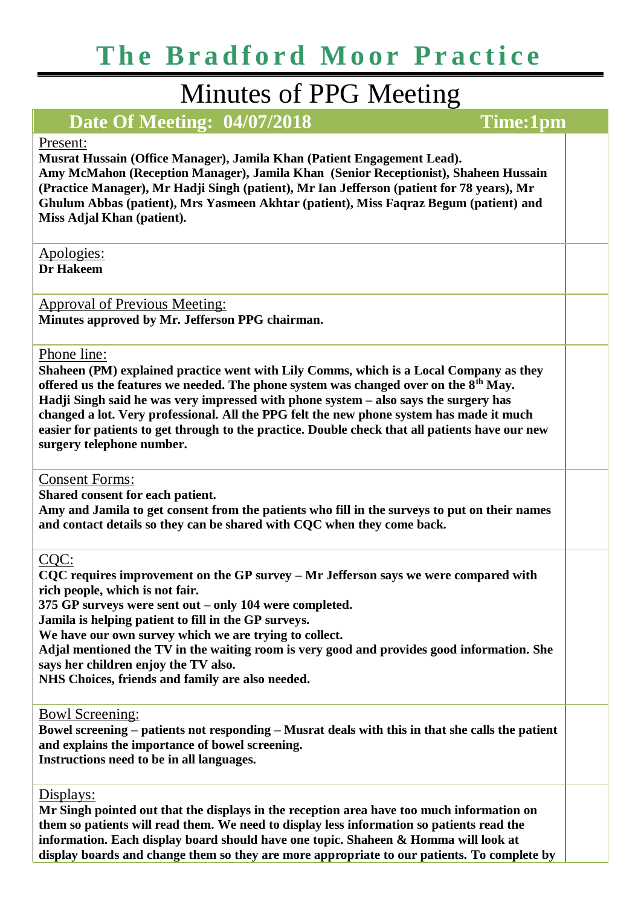# The Bradford Moor Practice

## Minutes of PPG Meeting

**Date Of Meeting: 04/07/2018** **Time:1pm**

Present:

**Musrat Hussain (Office Manager), Jamila Khan (Patient Engagement Lead). Amy McMahon (Reception Manager), Jamila Khan (Senior Receptionist), Shaheen Hussain (Practice Manager), Mr Hadji Singh (patient), Mr Ian Jefferson (patient for 78 years), Mr Ghulum Abbas (patient), Mrs Yasmeen Akhtar (patient), Miss Faqraz Begum (patient) and Miss Adjal Khan (patient).**

Apologies:

**Dr Hakeem**

Approval of Previous Meeting:

**Minutes approved by Mr. Jefferson PPG chairman.**

Phone line:

**Shaheen (PM) explained practice went with Lily Comms, which is a Local Company as they offered us the features we needed. The phone system was changed over on the 8th May. Hadji Singh said he was very impressed with phone system – also says the surgery has changed a lot. Very professional. All the PPG felt the new phone system has made it much easier for patients to get through to the practice. Double check that all patients have our new surgery telephone number.**

Consent Forms:

**Shared consent for each patient.**
**Amy and Jamila to get consent from the patients who fill in the surveys to put on their names and contact details so they can be shared with CQC when they come back.**

CQC:

**CQC requires improvement on the GP survey – Mr Jefferson says we were compared with rich people, which is not fair.**
**375 GP surveys were sent out – only 104 were completed.**
**Jamila is helping patient to fill in the GP surveys.**
**We have our own survey which we are trying to collect.**
**Adjal mentioned the TV in the waiting room is very good and provides good information. She says her children enjoy the TV also.**
**NHS Choices, friends and family are also needed.**

Bowl Screening:

**Bowel screening – patients not responding – Musrat deals with this in that she calls the patient and explains the importance of bowel screening.**
**Instructions need to be in all languages.**

Displays:

**Mr Singh pointed out that the displays in the reception area have too much information on them so patients will read them. We need to display less information so patients read the information. Each display board should have one topic. Shaheen & Homma will look at display boards and change them so they are more appropriate to our patients. To complete by**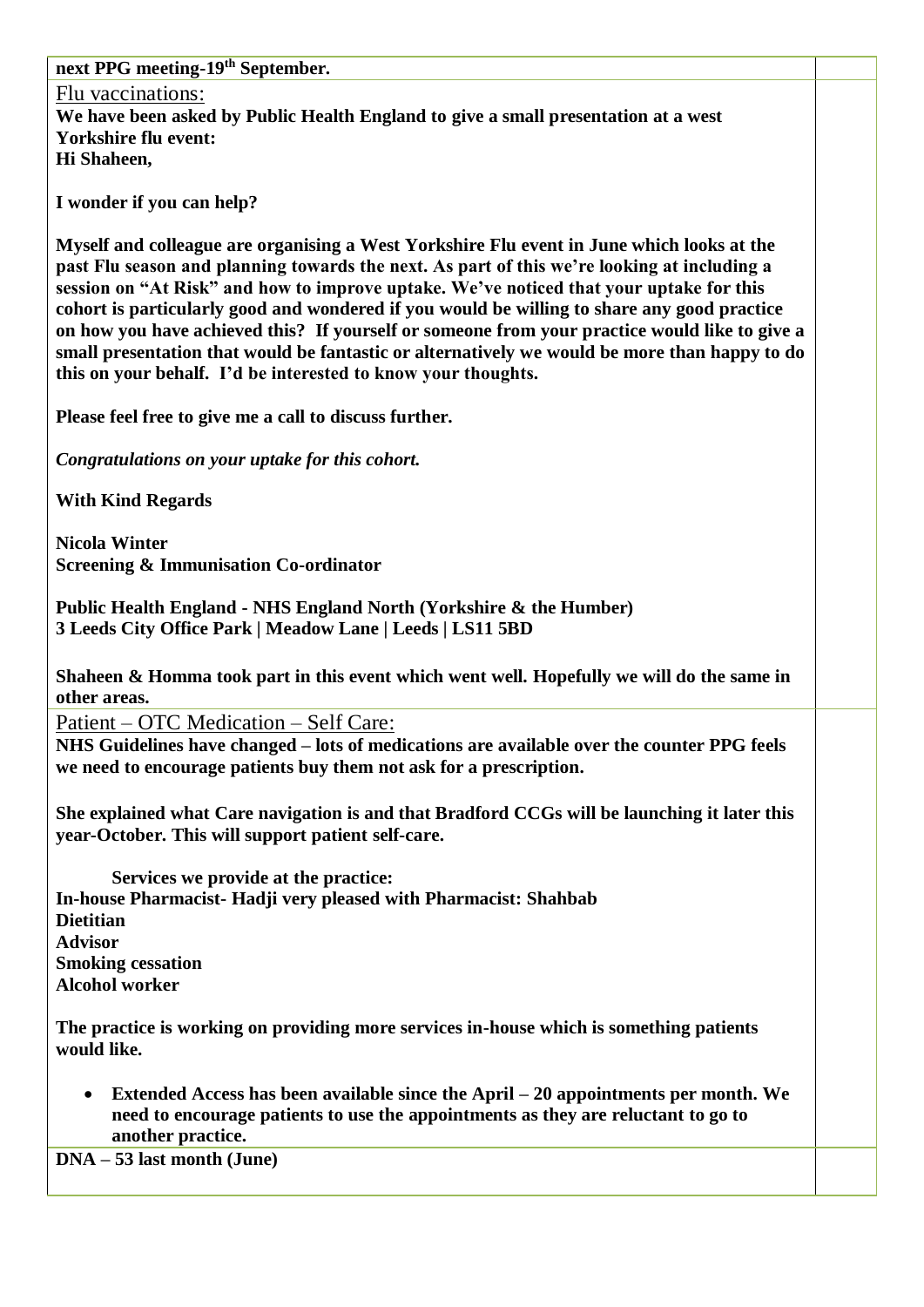| | |
|---|---|
| **next PPG meeting-19th September.** | |
| Flu vaccinations:<br>**We have been asked by Public Health England to give a small presentation at a west Yorkshire flu event:**<br>**Hi Shaheen,**<br><br>**I wonder if you can help?**<br><br>**Myself and colleague are organising a West Yorkshire Flu event in June which looks at the past Flu season and planning towards the next. As part of this we're looking at including a session on "At Risk" and how to improve uptake. We've noticed that your uptake for this cohort is particularly good and wondered if you would be willing to share any good practice on how you have achieved this? If yourself or someone from your practice would like to give a small presentation that would be fantastic or alternatively we would be more than happy to do this on your behalf. I'd be interested to know your thoughts.**<br><br>**Please feel free to give me a call to discuss further.**<br><br>***Congratulations on your uptake for this cohort.***<br><br>**With Kind Regards**<br><br>**Nicola Winter**<br>**Screening & Immunisation Co-ordinator**<br><br>**Public Health England - NHS England North (Yorkshire & the Humber)**<br>**3 Leeds City Office Park \| Meadow Lane \| Leeds \| LS11 5BD**<br><br>**Shaheen & Homma took part in this event which went well. Hopefully we will do the same in other areas.** | |
| Patient – OTC Medication – Self Care:<br>**NHS Guidelines have changed – lots of medications are available over the counter PPG feels we need to encourage patients buy them not ask for a prescription.**<br><br>**She explained what Care navigation is and that Bradford CCGs will be launching it later this year-October. This will support patient self-care.**<br><br>**Services we provide at the practice:**<br>**In-house Pharmacist- Hadji very pleased with Pharmacist: Shahbab**<br>**Dietitian**<br>**Advisor**<br>**Smoking cessation**<br>**Alcohol worker**<br><br>**The practice is working on providing more services in-house which is something patients would like.**<br><br>• **Extended Access has been available since the April – 20 appointments per month. We need to encourage patients to use the appointments as they are reluctant to go to another practice.** | |
| **DNA – 53 last month (June)** | |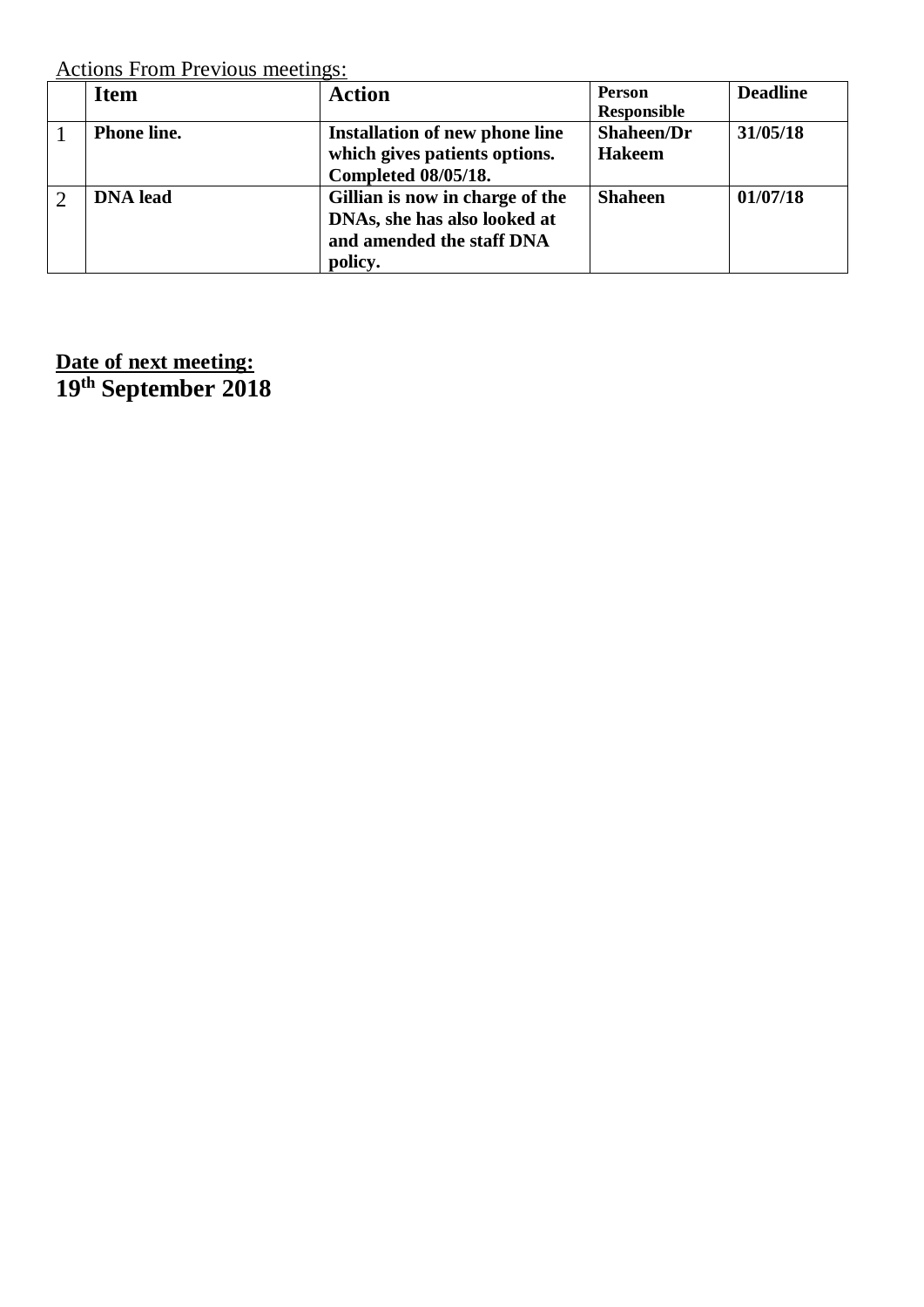Actions From Previous meetings:

| | Item | Action | Person Responsible | Deadline |
|---|---|---|---|---|
| 1 | **Phone line.** | **Installation of new phone line which gives patients options. Completed 08/05/18.** | **Shaheen/Dr Hakeem** | **31/05/18** |
| 2 | **DNA lead** | **Gillian is now in charge of the DNAs, she has also looked at and amended the staff DNA policy.** | **Shaheen** | **01/07/18** |

**Date of next meeting:**

**19th September 2018**